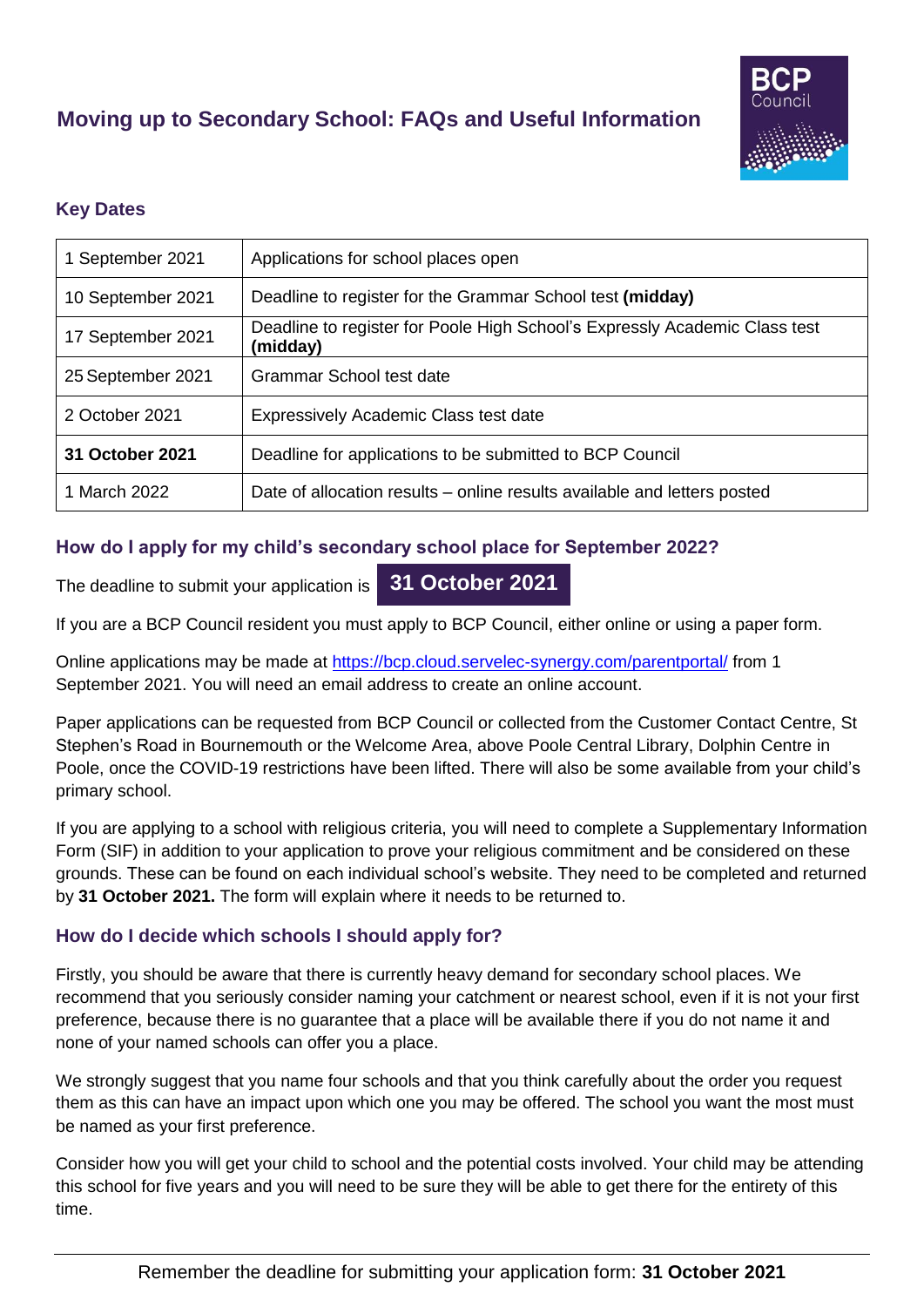# Moving up to Secondary School: FAQs and Useful Information

## Key Dates

| | |
|---|---|
| 1 September 2021 | Applications for school places open |
| 10 September 2021 | Deadline to register for the Grammar School test **(midday)** |
| 17 September 2021 | Deadline to register for Poole High School's Expressly Academic Class test **(midday)** |
| 25 September 2021 | Grammar School test date |
| 2 October 2021 | Expressively Academic Class test date |
| **31 October 2021** | Deadline for applications to be submitted to BCP Council |
| 1 March 2022 | Date of allocation results – online results available and letters posted |

## How do I apply for my child's secondary school place for September 2022?

The deadline to submit your application is **31 October 2021**

If you are a BCP Council resident you must apply to BCP Council, either online or using a paper form.

Online applications may be made at https://bcp.cloud.servelec-synergy.com/parentportal/ from 1 September 2021. You will need an email address to create an online account.

Paper applications can be requested from BCP Council or collected from the Customer Contact Centre, St Stephen's Road in Bournemouth or the Welcome Area, above Poole Central Library, Dolphin Centre in Poole, once the COVID-19 restrictions have been lifted. There will also be some available from your child's primary school.

If you are applying to a school with religious criteria, you will need to complete a Supplementary Information Form (SIF) in addition to your application to prove your religious commitment and be considered on these grounds. These can be found on each individual school's website. They need to be completed and returned by **31 October 2021.** The form will explain where it needs to be returned to.

## How do I decide which schools I should apply for?

Firstly, you should be aware that there is currently heavy demand for secondary school places. We recommend that you seriously consider naming your catchment or nearest school, even if it is not your first preference, because there is no guarantee that a place will be available there if you do not name it and none of your named schools can offer you a place.

We strongly suggest that you name four schools and that you think carefully about the order you request them as this can have an impact upon which one you may be offered. The school you want the most must be named as your first preference.

Consider how you will get your child to school and the potential costs involved. Your child may be attending this school for five years and you will need to be sure they will be able to get there for the entirety of this time.

Remember the deadline for submitting your application form: **31 October 2021**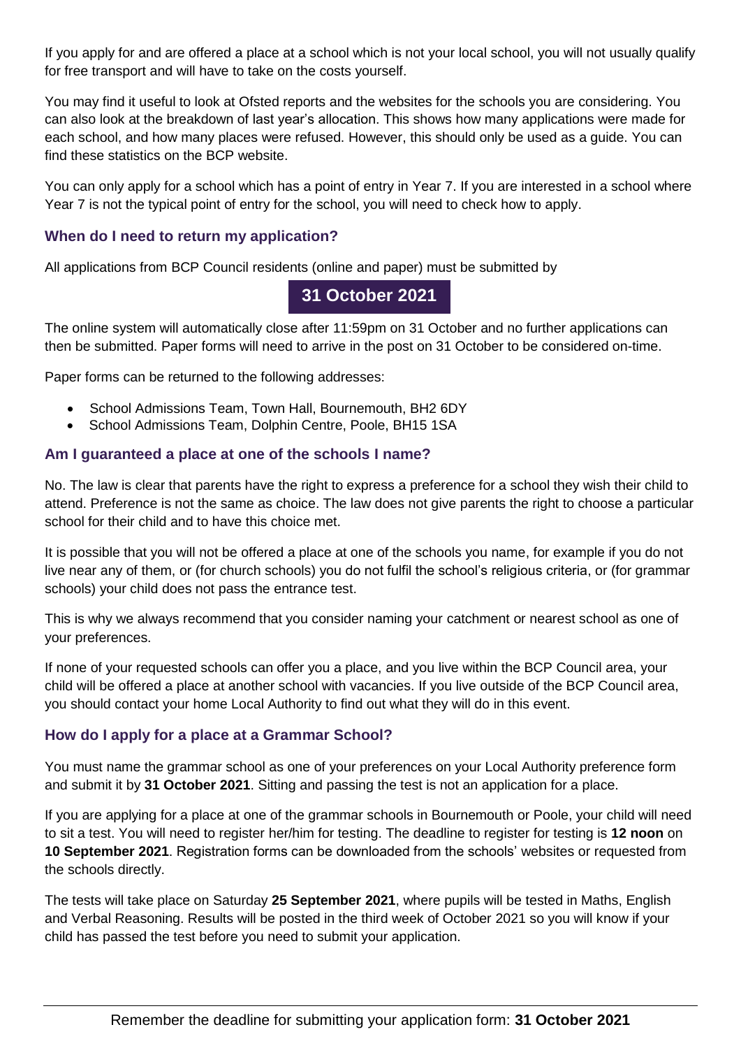If you apply for and are offered a place at a school which is not your local school, you will not usually qualify for free transport and will have to take on the costs yourself.

You may find it useful to look at Ofsted reports and the websites for the schools you are considering. You can also look at the breakdown of last year's allocation. This shows how many applications were made for each school, and how many places were refused. However, this should only be used as a guide. You can find these statistics on the BCP website.

You can only apply for a school which has a point of entry in Year 7. If you are interested in a school where Year 7 is not the typical point of entry for the school, you will need to check how to apply.

### When do I need to return my application?

All applications from BCP Council residents (online and paper) must be submitted by

**31 October 2021**

The online system will automatically close after 11:59pm on 31 October and no further applications can then be submitted. Paper forms will need to arrive in the post on 31 October to be considered on-time.

Paper forms can be returned to the following addresses:

- School Admissions Team, Town Hall, Bournemouth, BH2 6DY
- School Admissions Team, Dolphin Centre, Poole, BH15 1SA

### Am I guaranteed a place at one of the schools I name?

No. The law is clear that parents have the right to express a preference for a school they wish their child to attend. Preference is not the same as choice. The law does not give parents the right to choose a particular school for their child and to have this choice met.

It is possible that you will not be offered a place at one of the schools you name, for example if you do not live near any of them, or (for church schools) you do not fulfil the school's religious criteria, or (for grammar schools) your child does not pass the entrance test.

This is why we always recommend that you consider naming your catchment or nearest school as one of your preferences.

If none of your requested schools can offer you a place, and you live within the BCP Council area, your child will be offered a place at another school with vacancies. If you live outside of the BCP Council area, you should contact your home Local Authority to find out what they will do in this event.

### How do I apply for a place at a Grammar School?

You must name the grammar school as one of your preferences on your Local Authority preference form and submit it by **31 October 2021**. Sitting and passing the test is not an application for a place.

If you are applying for a place at one of the grammar schools in Bournemouth or Poole, your child will need to sit a test. You will need to register her/him for testing. The deadline to register for testing is **12 noon** on **10 September 2021**. Registration forms can be downloaded from the schools' websites or requested from the schools directly.

The tests will take place on Saturday **25 September 2021**, where pupils will be tested in Maths, English and Verbal Reasoning. Results will be posted in the third week of October 2021 so you will know if your child has passed the test before you need to submit your application.

Remember the deadline for submitting your application form: **31 October 2021**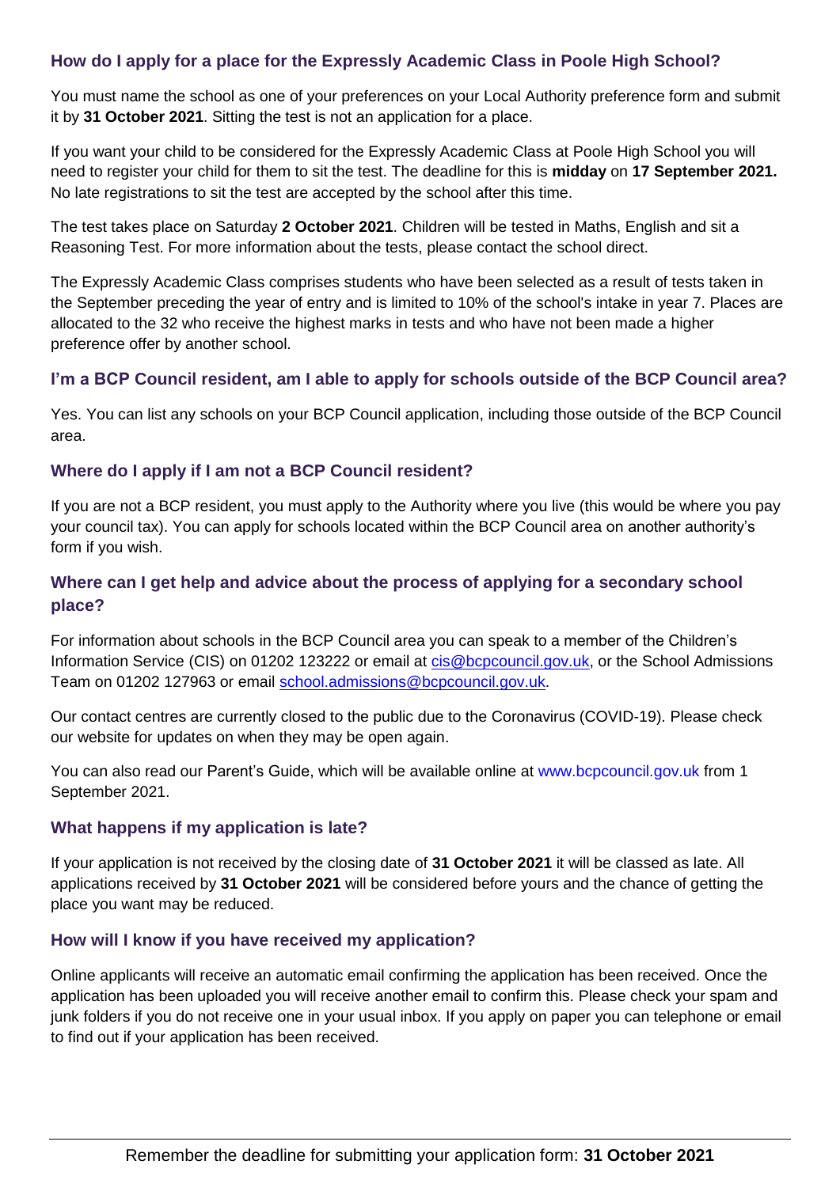### How do I apply for a place for the Expressly Academic Class in Poole High School?

You must name the school as one of your preferences on your Local Authority preference form and submit it by **31 October 2021**. Sitting the test is not an application for a place.

If you want your child to be considered for the Expressly Academic Class at Poole High School you will need to register your child for them to sit the test. The deadline for this is **midday** on **17 September 2021.** No late registrations to sit the test are accepted by the school after this time.

The test takes place on Saturday **2 October 2021**. Children will be tested in Maths, English and sit a Reasoning Test. For more information about the tests, please contact the school direct.

The Expressly Academic Class comprises students who have been selected as a result of tests taken in the September preceding the year of entry and is limited to 10% of the school's intake in year 7. Places are allocated to the 32 who receive the highest marks in tests and who have not been made a higher preference offer by another school.

### I'm a BCP Council resident, am I able to apply for schools outside of the BCP Council area?

Yes. You can list any schools on your BCP Council application, including those outside of the BCP Council area.

### Where do I apply if I am not a BCP Council resident?

If you are not a BCP resident, you must apply to the Authority where you live (this would be where you pay your council tax). You can apply for schools located within the BCP Council area on another authority's form if you wish.

### Where can I get help and advice about the process of applying for a secondary school place?

For information about schools in the BCP Council area you can speak to a member of the Children's Information Service (CIS) on 01202 123222 or email at cis@bcpcouncil.gov.uk, or the School Admissions Team on 01202 127963 or email school.admissions@bcpcouncil.gov.uk.

Our contact centres are currently closed to the public due to the Coronavirus (COVID-19). Please check our website for updates on when they may be open again.

You can also read our Parent's Guide, which will be available online at www.bcpcouncil.gov.uk from 1 September 2021.

### What happens if my application is late?

If your application is not received by the closing date of **31 October 2021** it will be classed as late. All applications received by **31 October 2021** will be considered before yours and the chance of getting the place you want may be reduced.

### How will I know if you have received my application?

Online applicants will receive an automatic email confirming the application has been received. Once the application has been uploaded you will receive another email to confirm this. Please check your spam and junk folders if you do not receive one in your usual inbox. If you apply on paper you can telephone or email to find out if your application has been received.

Remember the deadline for submitting your application form: **31 October 2021**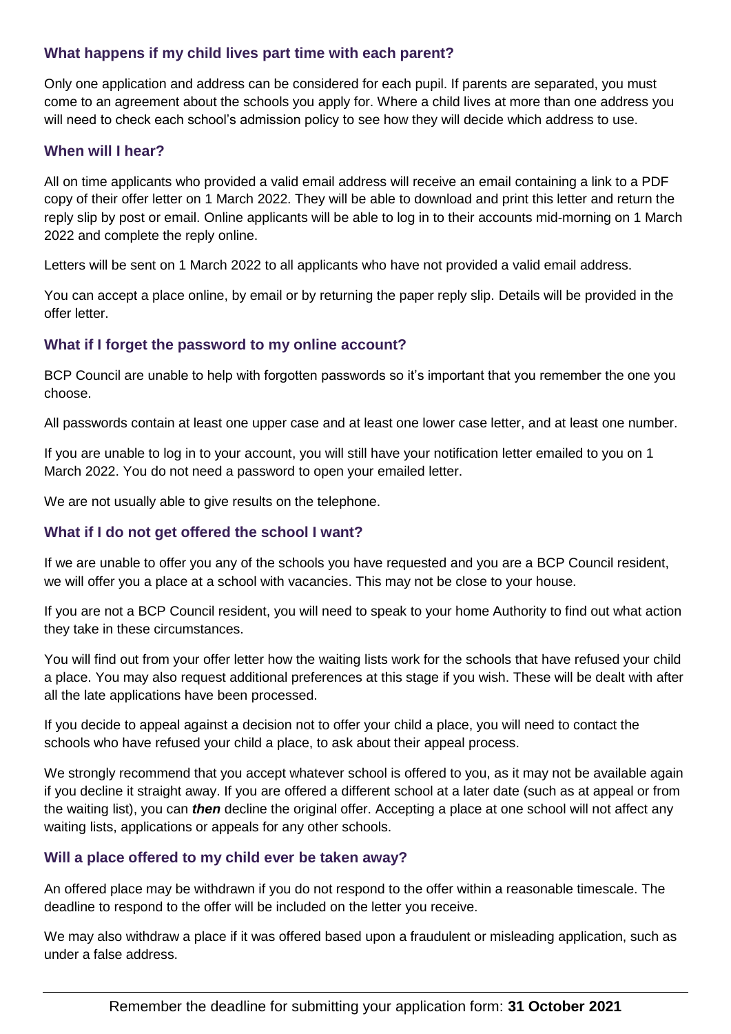### What happens if my child lives part time with each parent?

Only one application and address can be considered for each pupil. If parents are separated, you must come to an agreement about the schools you apply for. Where a child lives at more than one address you will need to check each school's admission policy to see how they will decide which address to use.

### When will I hear?

All on time applicants who provided a valid email address will receive an email containing a link to a PDF copy of their offer letter on 1 March 2022. They will be able to download and print this letter and return the reply slip by post or email. Online applicants will be able to log in to their accounts mid-morning on 1 March 2022 and complete the reply online.

Letters will be sent on 1 March 2022 to all applicants who have not provided a valid email address.

You can accept a place online, by email or by returning the paper reply slip. Details will be provided in the offer letter.

### What if I forget the password to my online account?

BCP Council are unable to help with forgotten passwords so it's important that you remember the one you choose.

All passwords contain at least one upper case and at least one lower case letter, and at least one number.

If you are unable to log in to your account, you will still have your notification letter emailed to you on 1 March 2022. You do not need a password to open your emailed letter.

We are not usually able to give results on the telephone.

### What if I do not get offered the school I want?

If we are unable to offer you any of the schools you have requested and you are a BCP Council resident, we will offer you a place at a school with vacancies. This may not be close to your house.

If you are not a BCP Council resident, you will need to speak to your home Authority to find out what action they take in these circumstances.

You will find out from your offer letter how the waiting lists work for the schools that have refused your child a place. You may also request additional preferences at this stage if you wish. These will be dealt with after all the late applications have been processed.

If you decide to appeal against a decision not to offer your child a place, you will need to contact the schools who have refused your child a place, to ask about their appeal process.

We strongly recommend that you accept whatever school is offered to you, as it may not be available again if you decline it straight away. If you are offered a different school at a later date (such as at appeal or from the waiting list), you can ***then*** decline the original offer. Accepting a place at one school will not affect any waiting lists, applications or appeals for any other schools.

### Will a place offered to my child ever be taken away?

An offered place may be withdrawn if you do not respond to the offer within a reasonable timescale. The deadline to respond to the offer will be included on the letter you receive.

We may also withdraw a place if it was offered based upon a fraudulent or misleading application, such as under a false address.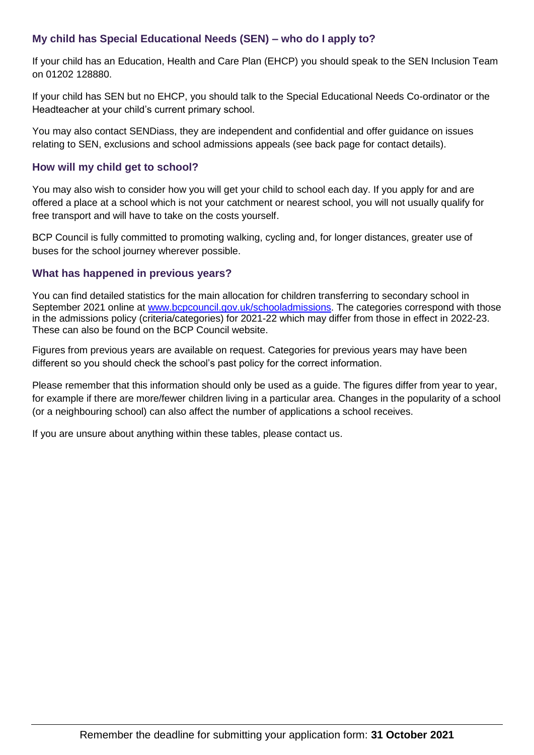### My child has Special Educational Needs (SEN) – who do I apply to?

If your child has an Education, Health and Care Plan (EHCP) you should speak to the SEN Inclusion Team on 01202 128880.

If your child has SEN but no EHCP, you should talk to the Special Educational Needs Co-ordinator or the Headteacher at your child's current primary school.

You may also contact SENDiass, they are independent and confidential and offer guidance on issues relating to SEN, exclusions and school admissions appeals (see back page for contact details).

### How will my child get to school?

You may also wish to consider how you will get your child to school each day. If you apply for and are offered a place at a school which is not your catchment or nearest school, you will not usually qualify for free transport and will have to take on the costs yourself.

BCP Council is fully committed to promoting walking, cycling and, for longer distances, greater use of buses for the school journey wherever possible.

### What has happened in previous years?

You can find detailed statistics for the main allocation for children transferring to secondary school in September 2021 online at [www.bcpcouncil.gov.uk/schooladmissions](http://www.bcpcouncil.gov.uk/schooladmissions). The categories correspond with those in the admissions policy (criteria/categories) for 2021-22 which may differ from those in effect in 2022-23. These can also be found on the BCP Council website.

Figures from previous years are available on request. Categories for previous years may have been different so you should check the school's past policy for the correct information.

Please remember that this information should only be used as a guide. The figures differ from year to year, for example if there are more/fewer children living in a particular area. Changes in the popularity of a school (or a neighbouring school) can also affect the number of applications a school receives.

If you are unsure about anything within these tables, please contact us.

Remember the deadline for submitting your application form: **31 October 2021**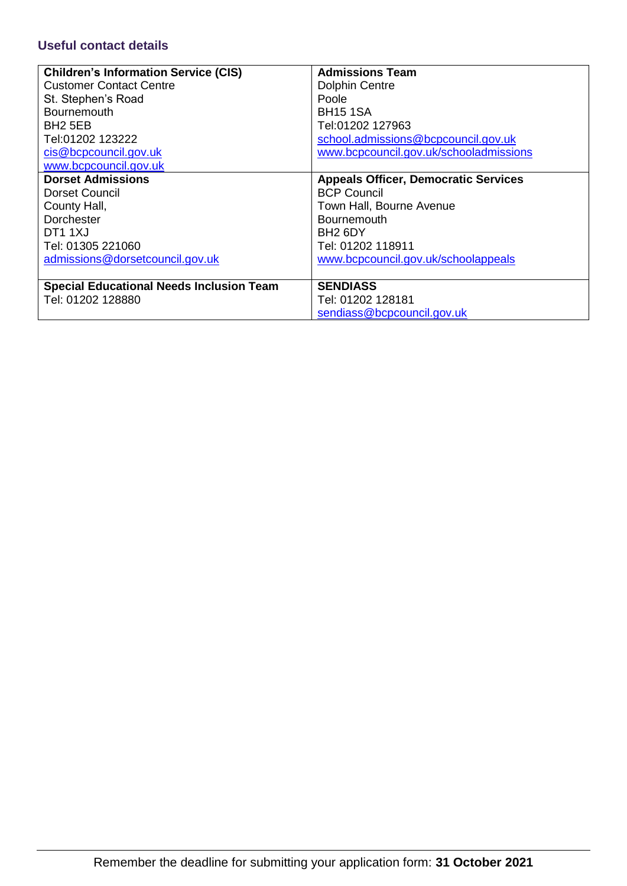## Useful contact details

| | |
|---|---|
| **Children's Information Service (CIS)**<br>Customer Contact Centre<br>St. Stephen's Road<br>Bournemouth<br>BH2 5EB<br>Tel:01202 123222<br>cis@bcpcouncil.gov.uk<br>www.bcpcouncil.gov.uk | **Admissions Team**<br>Dolphin Centre<br>Poole<br>BH15 1SA<br>Tel:01202 127963<br>school.admissions@bcpcouncil.gov.uk<br>www.bcpcouncil.gov.uk/schooladmissions |
| **Dorset Admissions**<br>Dorset Council<br>County Hall,<br>Dorchester<br>DT1 1XJ<br>Tel: 01305 221060<br>admissions@dorsetcouncil.gov.uk | **Appeals Officer, Democratic Services**<br>BCP Council<br>Town Hall, Bourne Avenue<br>Bournemouth<br>BH2 6DY<br>Tel: 01202 118911<br>www.bcpcouncil.gov.uk/schoolappeals |
| **Special Educational Needs Inclusion Team**<br>Tel: 01202 128880 | **SENDIASS**<br>Tel: 01202 128181<br>sendiass@bcpcouncil.gov.uk |

Remember the deadline for submitting your application form: **31 October 2021**